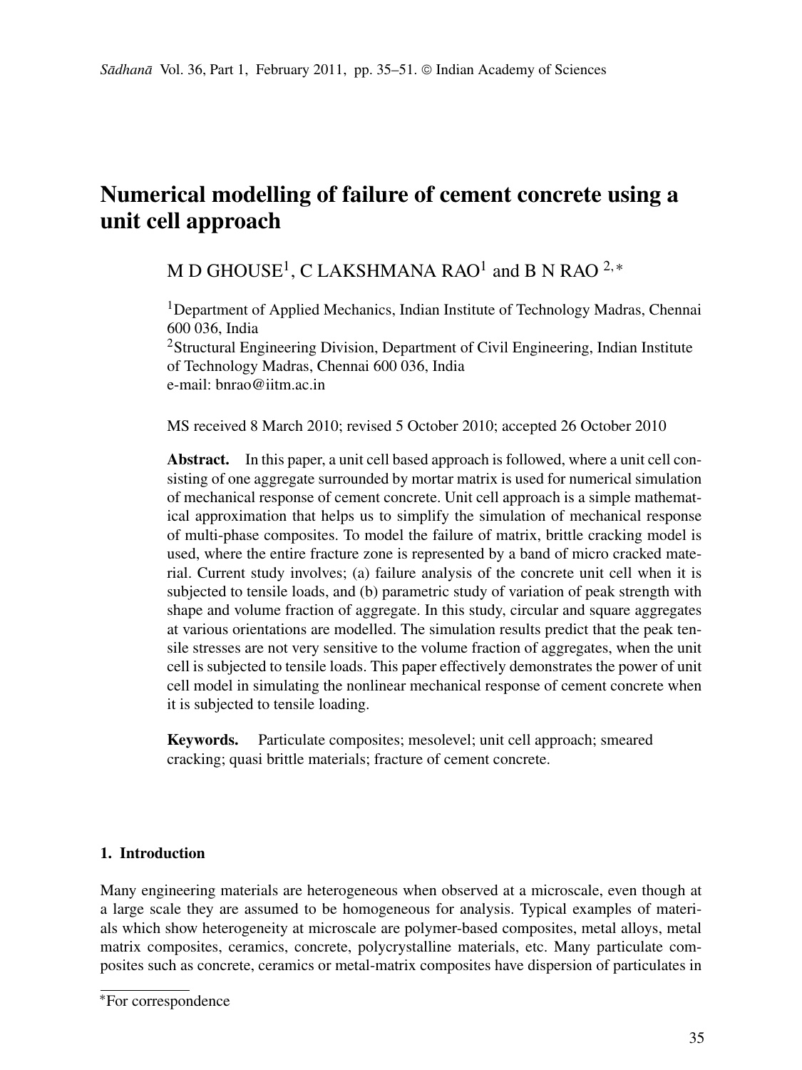# Numerical modelling of failure of cement concrete using a unit cell approach

M D GHOUSE[1], C LAKSHMANA RAO[1] and B N RAO[2,*]

[1]Department of Applied Mechanics, Indian Institute of Technology Madras, Chennai 600 036, India
[2]Structural Engineering Division, Department of Civil Engineering, Indian Institute of Technology Madras, Chennai 600 036, India
e-mail: bnrao@iitm.ac.in

MS received 8 March 2010; revised 5 October 2010; accepted 26 October 2010

**Abstract.** In this paper, a unit cell based approach is followed, where a unit cell consisting of one aggregate surrounded by mortar matrix is used for numerical simulation of mechanical response of cement concrete. Unit cell approach is a simple mathematical approximation that helps us to simplify the simulation of mechanical response of multi-phase composites. To model the failure of matrix, brittle cracking model is used, where the entire fracture zone is represented by a band of micro cracked material. Current study involves; (a) failure analysis of the concrete unit cell when it is subjected to tensile loads, and (b) parametric study of variation of peak strength with shape and volume fraction of aggregate. In this study, circular and square aggregates at various orientations are modelled. The simulation results predict that the peak tensile stresses are not very sensitive to the volume fraction of aggregates, when the unit cell is subjected to tensile loads. This paper effectively demonstrates the power of unit cell model in simulating the nonlinear mechanical response of cement concrete when it is subjected to tensile loading.

**Keywords.** Particulate composites; mesolevel; unit cell approach; smeared cracking; quasi brittle materials; fracture of cement concrete.

## 1. Introduction

Many engineering materials are heterogeneous when observed at a microscale, even though at a large scale they are assumed to be homogeneous for analysis. Typical examples of materials which show heterogeneity at microscale are polymer-based composites, metal alloys, metal matrix composites, ceramics, concrete, polycrystalline materials, etc. Many particulate composites such as concrete, ceramics or metal-matrix composites have dispersion of particulates in

*For correspondence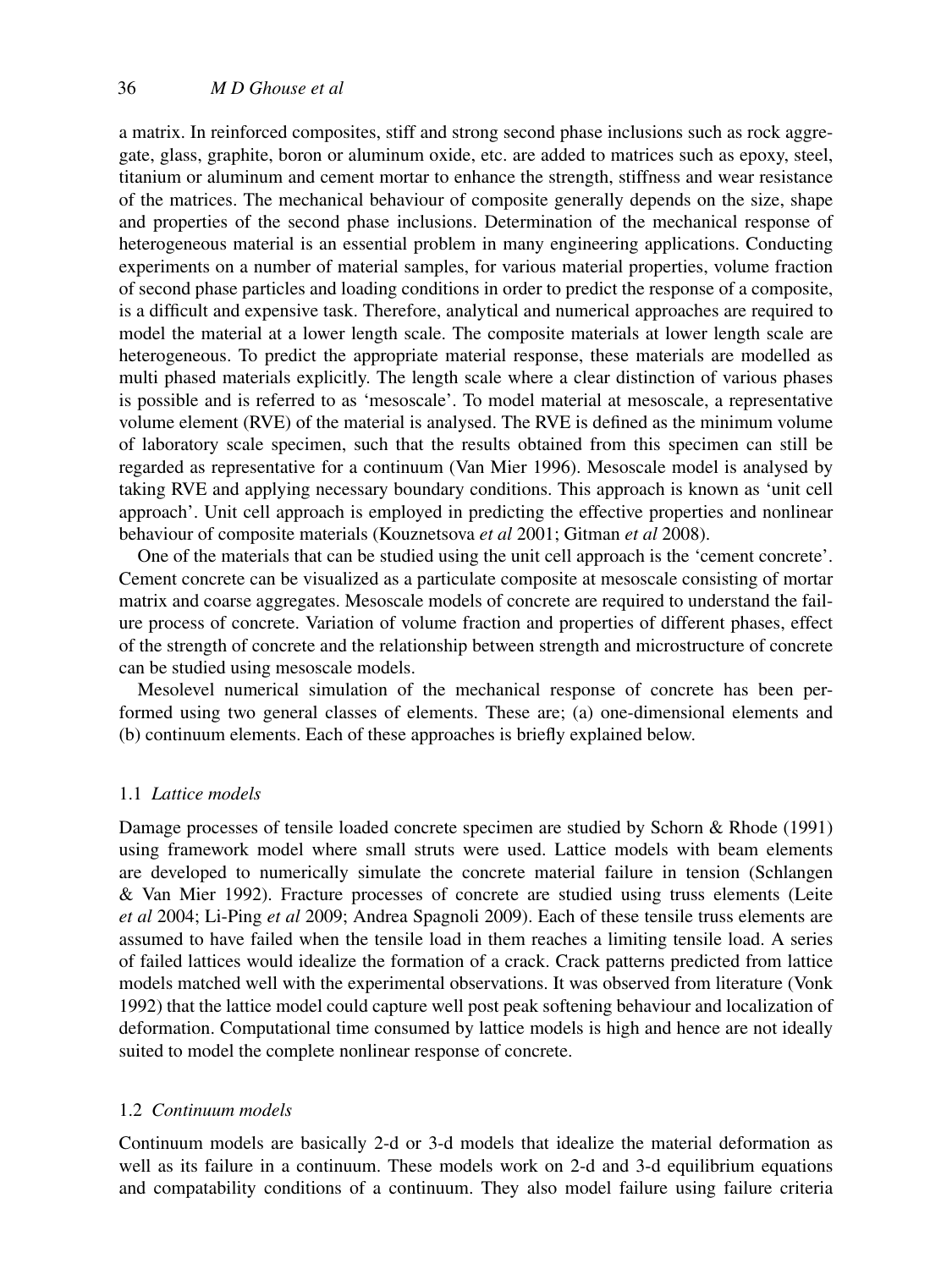a matrix. In reinforced composites, stiff and strong second phase inclusions such as rock aggregate, glass, graphite, boron or aluminum oxide, etc. are added to matrices such as epoxy, steel, titanium or aluminum and cement mortar to enhance the strength, stiffness and wear resistance of the matrices. The mechanical behaviour of composite generally depends on the size, shape and properties of the second phase inclusions. Determination of the mechanical response of heterogeneous material is an essential problem in many engineering applications. Conducting experiments on a number of material samples, for various material properties, volume fraction of second phase particles and loading conditions in order to predict the response of a composite, is a difficult and expensive task. Therefore, analytical and numerical approaches are required to model the material at a lower length scale. The composite materials at lower length scale are heterogeneous. To predict the appropriate material response, these materials are modelled as multi phased materials explicitly. The length scale where a clear distinction of various phases is possible and is referred to as 'mesoscale'. To model material at mesoscale, a representative volume element (RVE) of the material is analysed. The RVE is defined as the minimum volume of laboratory scale specimen, such that the results obtained from this specimen can still be regarded as representative for a continuum (Van Mier 1996). Mesoscale model is analysed by taking RVE and applying necessary boundary conditions. This approach is known as 'unit cell approach'. Unit cell approach is employed in predicting the effective properties and nonlinear behaviour of composite materials (Kouznetsova *et al* 2001; Gitman *et al* 2008).

One of the materials that can be studied using the unit cell approach is the 'cement concrete'. Cement concrete can be visualized as a particulate composite at mesoscale consisting of mortar matrix and coarse aggregates. Mesoscale models of concrete are required to understand the failure process of concrete. Variation of volume fraction and properties of different phases, effect of the strength of concrete and the relationship between strength and microstructure of concrete can be studied using mesoscale models.

Mesolevel numerical simulation of the mechanical response of concrete has been performed using two general classes of elements. These are; (a) one-dimensional elements and (b) continuum elements. Each of these approaches is briefly explained below.

### 1.1 *Lattice models*

Damage processes of tensile loaded concrete specimen are studied by Schorn & Rhode (1991) using framework model where small struts were used. Lattice models with beam elements are developed to numerically simulate the concrete material failure in tension (Schlangen & Van Mier 1992). Fracture processes of concrete are studied using truss elements (Leite *et al* 2004; Li-Ping *et al* 2009; Andrea Spagnoli 2009). Each of these tensile truss elements are assumed to have failed when the tensile load in them reaches a limiting tensile load. A series of failed lattices would idealize the formation of a crack. Crack patterns predicted from lattice models matched well with the experimental observations. It was observed from literature (Vonk 1992) that the lattice model could capture well post peak softening behaviour and localization of deformation. Computational time consumed by lattice models is high and hence are not ideally suited to model the complete nonlinear response of concrete.

### 1.2 *Continuum models*

Continuum models are basically 2-d or 3-d models that idealize the material deformation as well as its failure in a continuum. These models work on 2-d and 3-d equilibrium equations and compatability conditions of a continuum. They also model failure using failure criteria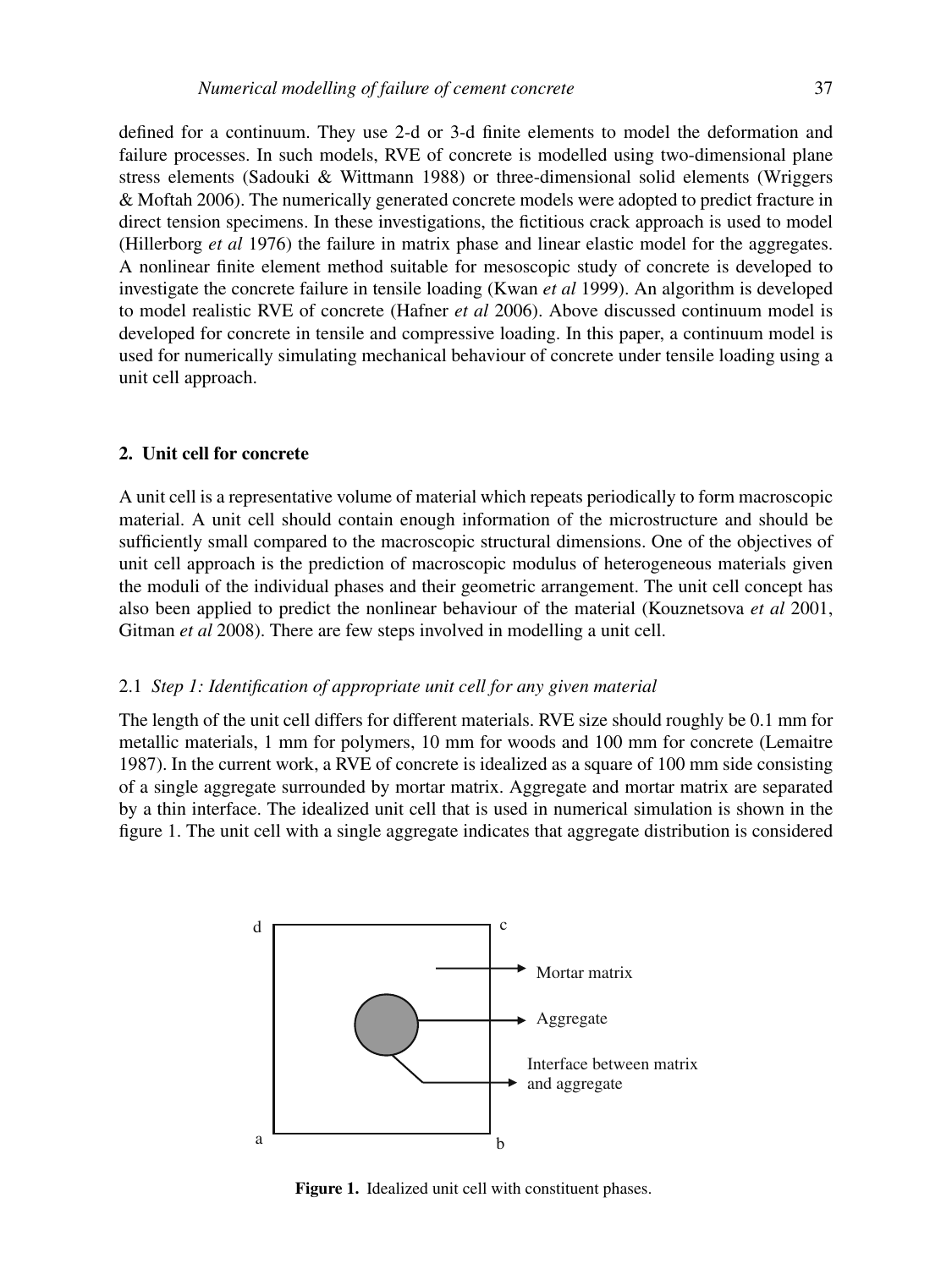defined for a continuum. They use 2-d or 3-d finite elements to model the deformation and failure processes. In such models, RVE of concrete is modelled using two-dimensional plane stress elements (Sadouki & Wittmann 1988) or three-dimensional solid elements (Wriggers & Moftah 2006). The numerically generated concrete models were adopted to predict fracture in direct tension specimens. In these investigations, the fictitious crack approach is used to model (Hillerborg *et al* 1976) the failure in matrix phase and linear elastic model for the aggregates. A nonlinear finite element method suitable for mesoscopic study of concrete is developed to investigate the concrete failure in tensile loading (Kwan *et al* 1999). An algorithm is developed to model realistic RVE of concrete (Hafner *et al* 2006). Above discussed continuum model is developed for concrete in tensile and compressive loading. In this paper, a continuum model is used for numerically simulating mechanical behaviour of concrete under tensile loading using a unit cell approach.

## 2. Unit cell for concrete

A unit cell is a representative volume of material which repeats periodically to form macroscopic material. A unit cell should contain enough information of the microstructure and should be sufficiently small compared to the macroscopic structural dimensions. One of the objectives of unit cell approach is the prediction of macroscopic modulus of heterogeneous materials given the moduli of the individual phases and their geometric arrangement. The unit cell concept has also been applied to predict the nonlinear behaviour of the material (Kouznetsova *et al* 2001, Gitman *et al* 2008). There are few steps involved in modelling a unit cell.

### 2.1 *Step 1: Identification of appropriate unit cell for any given material*

The length of the unit cell differs for different materials. RVE size should roughly be 0.1 mm for metallic materials, 1 mm for polymers, 10 mm for woods and 100 mm for concrete (Lemaitre 1987). In the current work, a RVE of concrete is idealized as a square of 100 mm side consisting of a single aggregate surrounded by mortar matrix. Aggregate and mortar matrix are separated by a thin interface. The idealized unit cell that is used in numerical simulation is shown in the figure 1. The unit cell with a single aggregate indicates that aggregate distribution is considered

**Figure 1.** Idealized unit cell with constituent phases.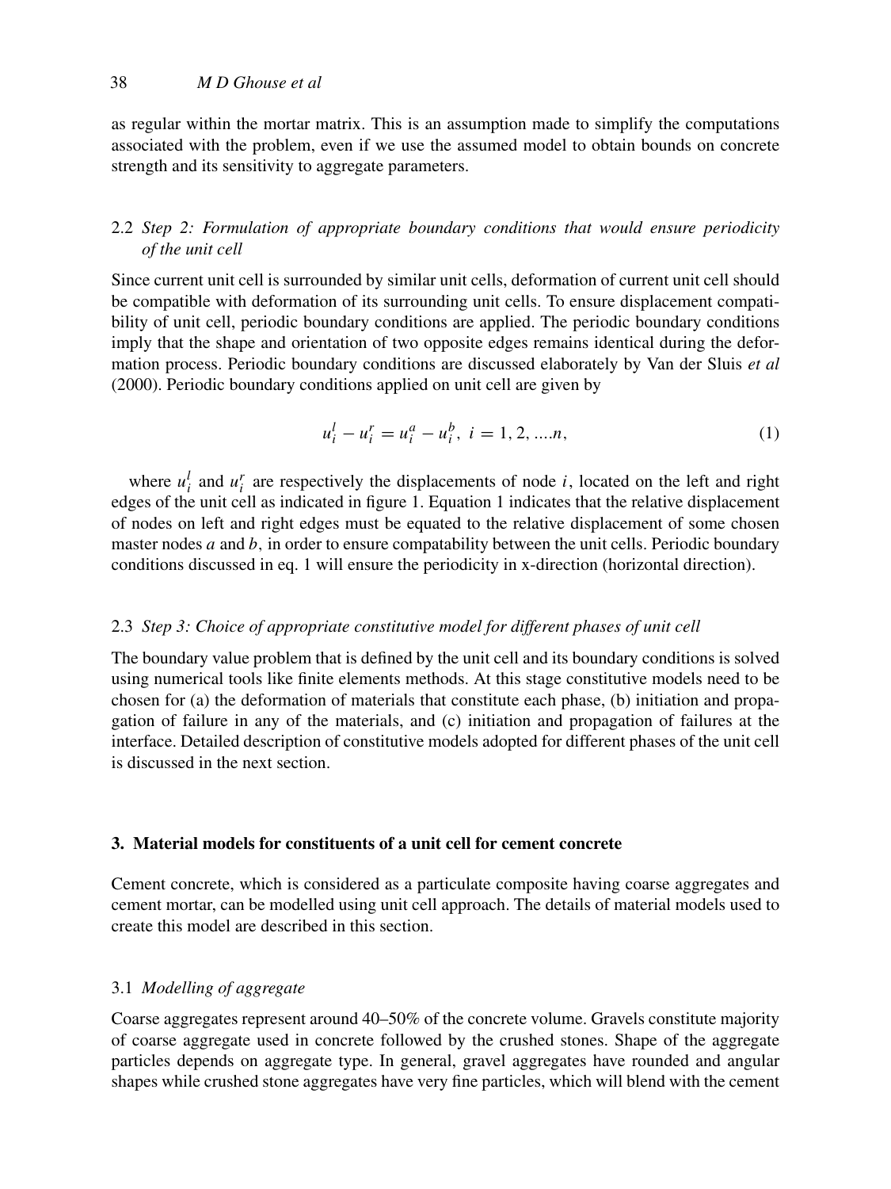as regular within the mortar matrix. This is an assumption made to simplify the computations associated with the problem, even if we use the assumed model to obtain bounds on concrete strength and its sensitivity to aggregate parameters.

### 2.2 *Step 2: Formulation of appropriate boundary conditions that would ensure periodicity of the unit cell*

Since current unit cell is surrounded by similar unit cells, deformation of current unit cell should be compatible with deformation of its surrounding unit cells. To ensure displacement compatibility of unit cell, periodic boundary conditions are applied. The periodic boundary conditions imply that the shape and orientation of two opposite edges remains identical during the deformation process. Periodic boundary conditions are discussed elaborately by Van der Sluis *et al* (2000). Periodic boundary conditions applied on unit cell are given by

$$u_i^l - u_i^r = u_i^a - u_i^b, \; i = 1, 2, ....n, \tag{1}$$

where $u_i^l$ and $u_i^r$ are respectively the displacements of node $i$, located on the left and right edges of the unit cell as indicated in figure 1. Equation 1 indicates that the relative displacement of nodes on left and right edges must be equated to the relative displacement of some chosen master nodes $a$ and $b$, in order to ensure compatability between the unit cells. Periodic boundary conditions discussed in eq. 1 will ensure the periodicity in x-direction (horizontal direction).

### 2.3 *Step 3: Choice of appropriate constitutive model for different phases of unit cell*

The boundary value problem that is defined by the unit cell and its boundary conditions is solved using numerical tools like finite elements methods. At this stage constitutive models need to be chosen for (a) the deformation of materials that constitute each phase, (b) initiation and propagation of failure in any of the materials, and (c) initiation and propagation of failures at the interface. Detailed description of constitutive models adopted for different phases of the unit cell is discussed in the next section.

## 3. Material models for constituents of a unit cell for cement concrete

Cement concrete, which is considered as a particulate composite having coarse aggregates and cement mortar, can be modelled using unit cell approach. The details of material models used to create this model are described in this section.

### 3.1 *Modelling of aggregate*

Coarse aggregates represent around 40–50% of the concrete volume. Gravels constitute majority of coarse aggregate used in concrete followed by the crushed stones. Shape of the aggregate particles depends on aggregate type. In general, gravel aggregates have rounded and angular shapes while crushed stone aggregates have very fine particles, which will blend with the cement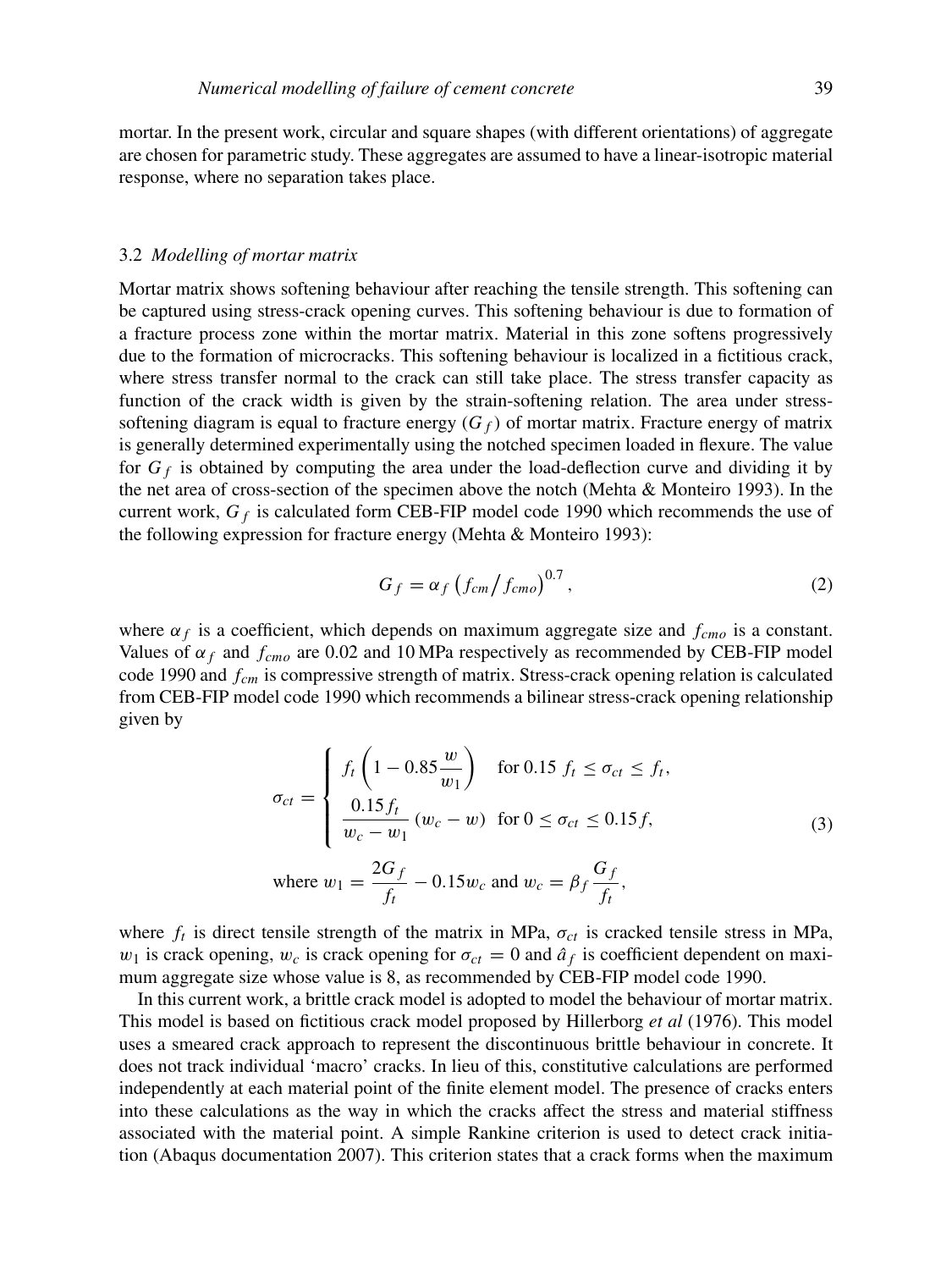mortar. In the present work, circular and square shapes (with different orientations) of aggregate are chosen for parametric study. These aggregates are assumed to have a linear-isotropic material response, where no separation takes place.

### 3.2 *Modelling of mortar matrix*

Mortar matrix shows softening behaviour after reaching the tensile strength. This softening can be captured using stress-crack opening curves. This softening behaviour is due to formation of a fracture process zone within the mortar matrix. Material in this zone softens progressively due to the formation of microcracks. This softening behaviour is localized in a fictitious crack, where stress transfer normal to the crack can still take place. The stress transfer capacity as function of the crack width is given by the strain-softening relation. The area under stress-softening diagram is equal to fracture energy ($G_f$) of mortar matrix. Fracture energy of matrix is generally determined experimentally using the notched specimen loaded in flexure. The value for $G_f$ is obtained by computing the area under the load-deflection curve and dividing it by the net area of cross-section of the specimen above the notch (Mehta & Monteiro 1993). In the current work, $G_f$ is calculated form CEB-FIP model code 1990 which recommends the use of the following expression for fracture energy (Mehta & Monteiro 1993):

$$G_f = \alpha_f \left(f_{cm}/f_{cmo}\right)^{0.7}, \tag{2}$$

where $\alpha_f$ is a coefficient, which depends on maximum aggregate size and $f_{cmo}$ is a constant. Values of $\alpha_f$ and $f_{cmo}$ are 0.02 and 10 MPa respectively as recommended by CEB-FIP model code 1990 and $f_{cm}$ is compressive strength of matrix. Stress-crack opening relation is calculated from CEB-FIP model code 1990 which recommends a bilinear stress-crack opening relationship given by

$$\sigma_{ct} = \begin{cases} f_t\left(1 - 0.85\dfrac{w}{w_1}\right) & \text{for } 0.15\ f_t \le \sigma_{ct} \le f_t, \\ \dfrac{0.15 f_t}{w_c - w_1}\,(w_c - w) & \text{for } 0 \le \sigma_{ct} \le 0.15 f, \end{cases} \tag{3}$$

$$\text{where } w_1 = \frac{2G_f}{f_t} - 0.15 w_c \text{ and } w_c = \beta_f \frac{G_f}{f_t},$$

where $f_t$ is direct tensile strength of the matrix in MPa, $\sigma_{ct}$ is cracked tensile stress in MPa, $w_1$ is crack opening, $w_c$ is crack opening for $\sigma_{ct} = 0$ and $\hat{a}_f$ is coefficient dependent on maximum aggregate size whose value is 8, as recommended by CEB-FIP model code 1990.

In this current work, a brittle crack model is adopted to model the behaviour of mortar matrix. This model is based on fictitious crack model proposed by Hillerborg *et al* (1976). This model uses a smeared crack approach to represent the discontinuous brittle behaviour in concrete. It does not track individual 'macro' cracks. In lieu of this, constitutive calculations are performed independently at each material point of the finite element model. The presence of cracks enters into these calculations as the way in which the cracks affect the stress and material stiffness associated with the material point. A simple Rankine criterion is used to detect crack initiation (Abaqus documentation 2007). This criterion states that a crack forms when the maximum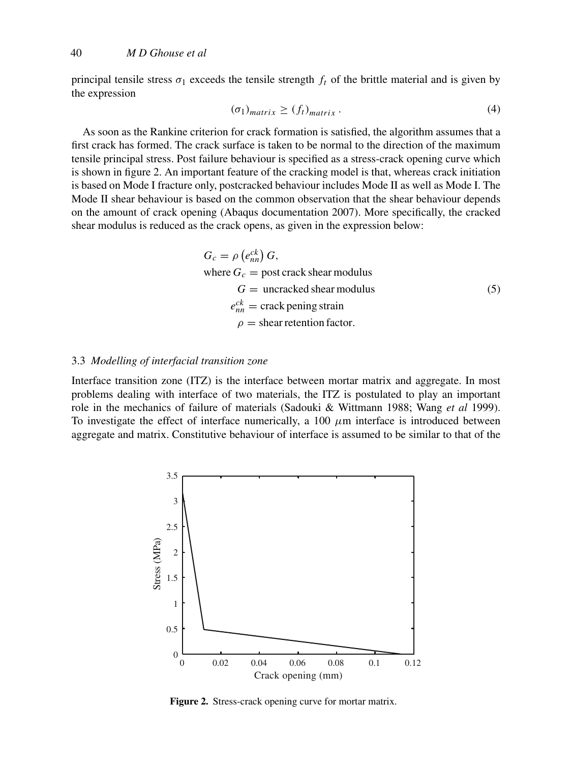principal tensile stress $\sigma_1$ exceeds the tensile strength $f_t$ of the brittle material and is given by the expression

$$(\sigma_1)_{matrix} \geq (f_t)_{matrix}. \tag{4}$$

As soon as the Rankine criterion for crack formation is satisfied, the algorithm assumes that a first crack has formed. The crack surface is taken to be normal to the direction of the maximum tensile principal stress. Post failure behaviour is specified as a stress-crack opening curve which is shown in figure 2. An important feature of the cracking model is that, whereas crack initiation is based on Mode I fracture only, postcracked behaviour includes Mode II as well as Mode I. The Mode II shear behaviour is based on the common observation that the shear behaviour depends on the amount of crack opening (Abaqus documentation 2007). More specifically, the cracked shear modulus is reduced as the crack opens, as given in the expression below:

$$\begin{aligned} G_c &= \rho\left(e_{nn}^{ck}\right) G, \\ \text{where } G_c &= \text{post crack shear modulus} \\ G &= \text{uncracked shear modulus} \\ e_{nn}^{ck} &= \text{crack pening strain} \\ \rho &= \text{shear retention factor.} \end{aligned} \tag{5}$$

### 3.3 *Modelling of interfacial transition zone*

Interface transition zone (ITZ) is the interface between mortar matrix and aggregate. In most problems dealing with interface of two materials, the ITZ is postulated to play an important role in the mechanics of failure of materials (Sadouki & Wittmann 1988; Wang *et al* 1999). To investigate the effect of interface numerically, a 100 $\mu$m interface is introduced between aggregate and matrix. Constitutive behaviour of interface is assumed to be similar to that of the

**Figure 2.** Stress-crack opening curve for mortar matrix.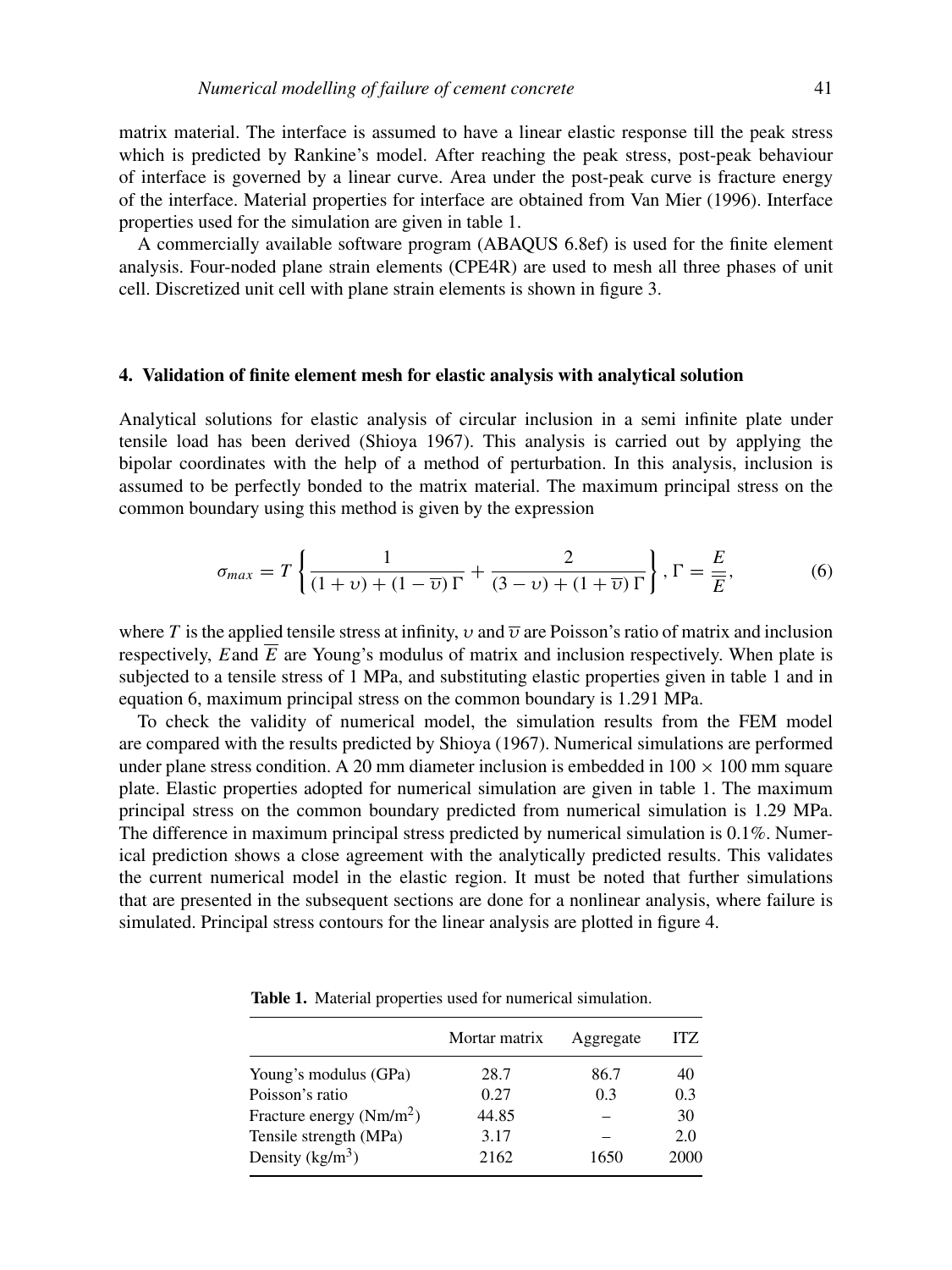matrix material. The interface is assumed to have a linear elastic response till the peak stress which is predicted by Rankine's model. After reaching the peak stress, post-peak behaviour of interface is governed by a linear curve. Area under the post-peak curve is fracture energy of the interface. Material properties for interface are obtained from Van Mier (1996). Interface properties used for the simulation are given in table 1.

A commercially available software program (ABAQUS 6.8ef) is used for the finite element analysis. Four-noded plane strain elements (CPE4R) are used to mesh all three phases of unit cell. Discretized unit cell with plane strain elements is shown in figure 3.

## 4. Validation of finite element mesh for elastic analysis with analytical solution

Analytical solutions for elastic analysis of circular inclusion in a semi infinite plate under tensile load has been derived (Shioya 1967). This analysis is carried out by applying the bipolar coordinates with the help of a method of perturbation. In this analysis, inclusion is assumed to be perfectly bonded to the matrix material. The maximum principal stress on the common boundary using this method is given by the expression

$$\sigma_{max} = T\left\{\frac{1}{(1+\upsilon)+(1-\overline{\upsilon})\,\Gamma} + \frac{2}{(3-\upsilon)+(1+\overline{\upsilon})\,\Gamma}\right\},\ \Gamma = \frac{E}{\overline{E}}, \tag{6}$$

where $T$ is the applied tensile stress at infinity, $\upsilon$ and $\overline{\upsilon}$ are Poisson's ratio of matrix and inclusion respectively, $E$ and $\overline{E}$ are Young's modulus of matrix and inclusion respectively. When plate is subjected to a tensile stress of 1 MPa, and substituting elastic properties given in table 1 and in equation 6, maximum principal stress on the common boundary is 1.291 MPa.

To check the validity of numerical model, the simulation results from the FEM model are compared with the results predicted by Shioya (1967). Numerical simulations are performed under plane stress condition. A 20 mm diameter inclusion is embedded in $100 \times 100$ mm square plate. Elastic properties adopted for numerical simulation are given in table 1. The maximum principal stress on the common boundary predicted from numerical simulation is 1.29 MPa. The difference in maximum principal stress predicted by numerical simulation is 0.1%. Numerical prediction shows a close agreement with the analytically predicted results. This validates the current numerical model in the elastic region. It must be noted that further simulations that are presented in the subsequent sections are done for a nonlinear analysis, where failure is simulated. Principal stress contours for the linear analysis are plotted in figure 4.

**Table 1.** Material properties used for numerical simulation.

| | Mortar matrix | Aggregate | ITZ |
|---|---|---|---|
| Young's modulus (GPa) | 28.7 | 86.7 | 40 |
| Poisson's ratio | 0.27 | 0.3 | 0.3 |
| Fracture energy (Nm/m$^2$) | 44.85 | – | 30 |
| Tensile strength (MPa) | 3.17 | – | 2.0 |
| Density (kg/m$^3$) | 2162 | 1650 | 2000 |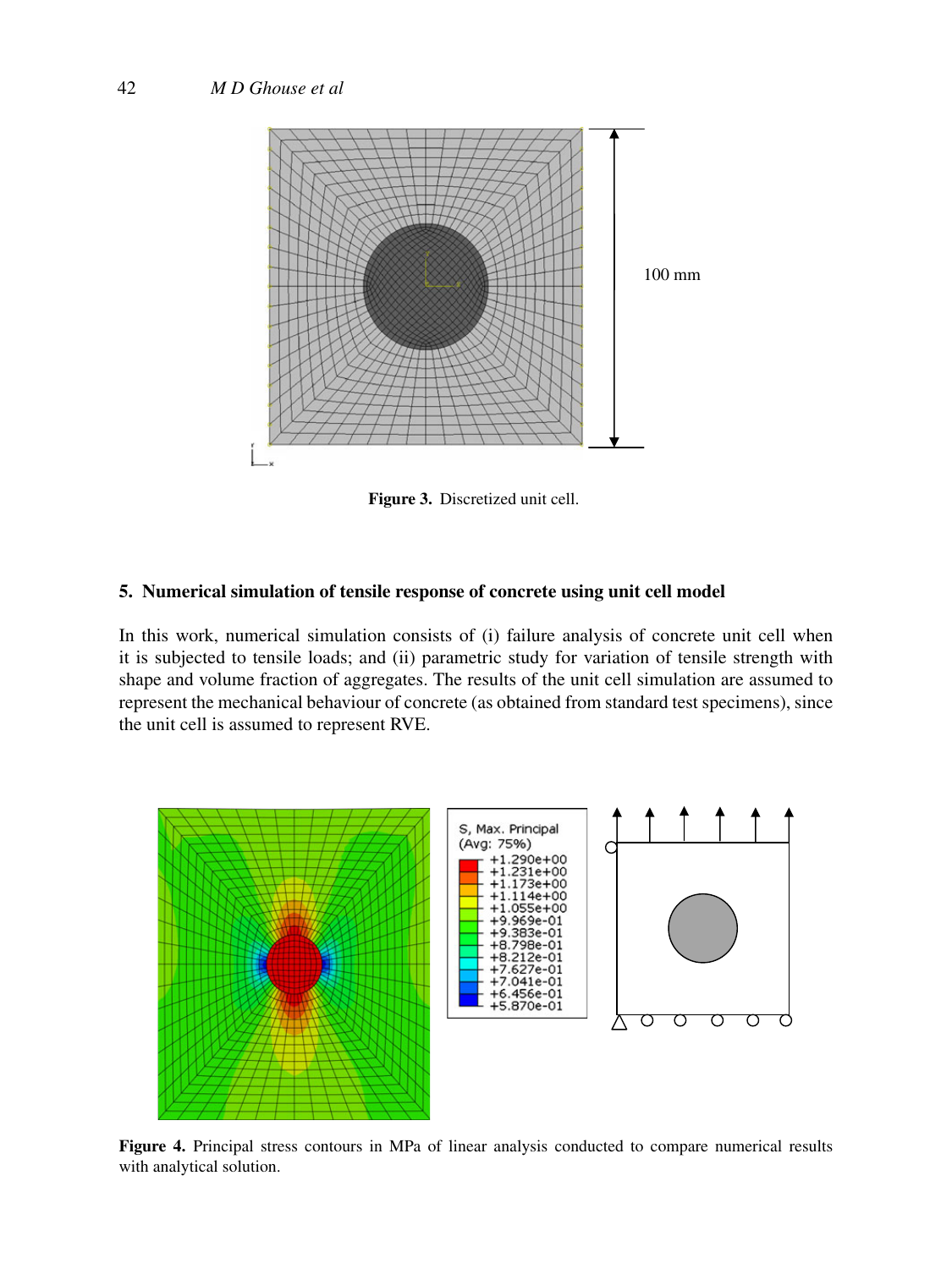Figure 3. Discretized unit cell.

## 5. Numerical simulation of tensile response of concrete using unit cell model

In this work, numerical simulation consists of (i) failure analysis of concrete unit cell when it is subjected to tensile loads; and (ii) parametric study for variation of tensile strength with shape and volume fraction of aggregates. The results of the unit cell simulation are assumed to represent the mechanical behaviour of concrete (as obtained from standard test specimens), since the unit cell is assumed to represent RVE.

Figure 4. Principal stress contours in MPa of linear analysis conducted to compare numerical results with analytical solution.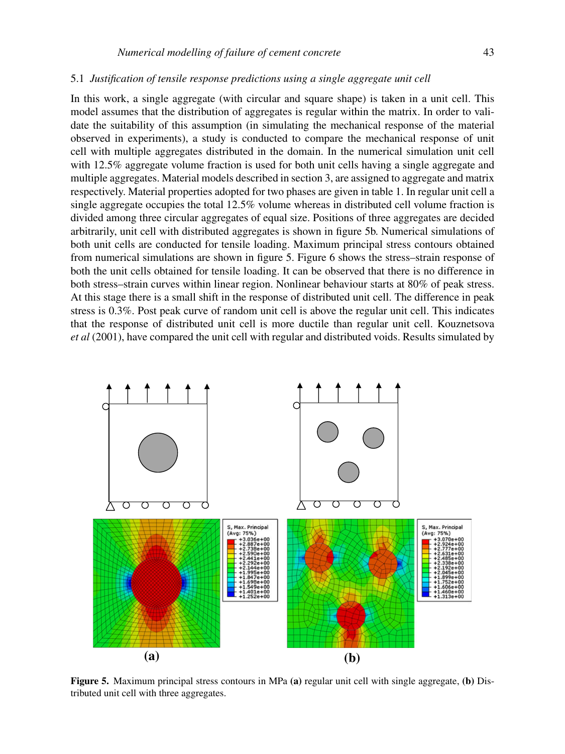### 5.1 *Justification of tensile response predictions using a single aggregate unit cell*

In this work, a single aggregate (with circular and square shape) is taken in a unit cell. This model assumes that the distribution of aggregates is regular within the matrix. In order to validate the suitability of this assumption (in simulating the mechanical response of the material observed in experiments), a study is conducted to compare the mechanical response of unit cell with multiple aggregates distributed in the domain. In the numerical simulation unit cell with 12.5% aggregate volume fraction is used for both unit cells having a single aggregate and multiple aggregates. Material models described in section 3, are assigned to aggregate and matrix respectively. Material properties adopted for two phases are given in table 1. In regular unit cell a single aggregate occupies the total 12.5% volume whereas in distributed cell volume fraction is divided among three circular aggregates of equal size. Positions of three aggregates are decided arbitrarily, unit cell with distributed aggregates is shown in figure 5b. Numerical simulations of both unit cells are conducted for tensile loading. Maximum principal stress contours obtained from numerical simulations are shown in figure 5. Figure 6 shows the stress–strain response of both the unit cells obtained for tensile loading. It can be observed that there is no difference in both stress–strain curves within linear region. Nonlinear behaviour starts at 80% of peak stress. At this stage there is a small shift in the response of distributed unit cell. The difference in peak stress is 0.3%. Post peak curve of random unit cell is above the regular unit cell. This indicates that the response of distributed unit cell is more ductile than regular unit cell. Kouznetsova *et al* (2001), have compared the unit cell with regular and distributed voids. Results simulated by

**Figure 5.** Maximum principal stress contours in MPa **(a)** regular unit cell with single aggregate, **(b)** Distributed unit cell with three aggregates.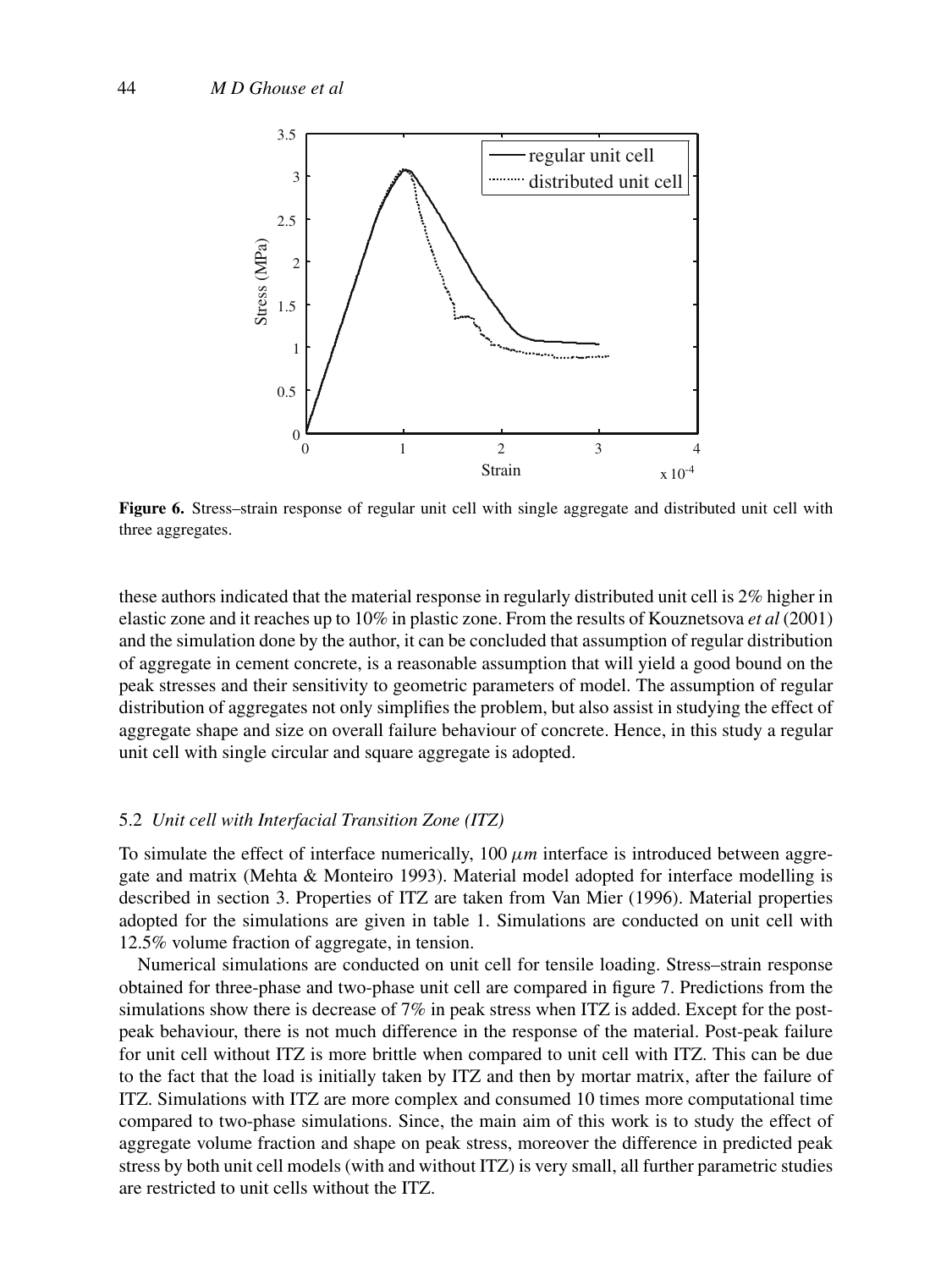**Figure 6.** Stress–strain response of regular unit cell with single aggregate and distributed unit cell with three aggregates.

these authors indicated that the material response in regularly distributed unit cell is 2% higher in elastic zone and it reaches up to 10% in plastic zone. From the results of Kouznetsova *et al* (2001) and the simulation done by the author, it can be concluded that assumption of regular distribution of aggregate in cement concrete, is a reasonable assumption that will yield a good bound on the peak stresses and their sensitivity to geometric parameters of model. The assumption of regular distribution of aggregates not only simplifies the problem, but also assist in studying the effect of aggregate shape and size on overall failure behaviour of concrete. Hence, in this study a regular unit cell with single circular and square aggregate is adopted.

### 5.2 *Unit cell with Interfacial Transition Zone (ITZ)*

To simulate the effect of interface numerically, 100 $\mu m$ interface is introduced between aggregate and matrix (Mehta & Monteiro 1993). Material model adopted for interface modelling is described in section 3. Properties of ITZ are taken from Van Mier (1996). Material properties adopted for the simulations are given in table 1. Simulations are conducted on unit cell with 12.5% volume fraction of aggregate, in tension.

Numerical simulations are conducted on unit cell for tensile loading. Stress–strain response obtained for three-phase and two-phase unit cell are compared in figure 7. Predictions from the simulations show there is decrease of 7% in peak stress when ITZ is added. Except for the post-peak behaviour, there is not much difference in the response of the material. Post-peak failure for unit cell without ITZ is more brittle when compared to unit cell with ITZ. This can be due to the fact that the load is initially taken by ITZ and then by mortar matrix, after the failure of ITZ. Simulations with ITZ are more complex and consumed 10 times more computational time compared to two-phase simulations. Since, the main aim of this work is to study the effect of aggregate volume fraction and shape on peak stress, moreover the difference in predicted peak stress by both unit cell models (with and without ITZ) is very small, all further parametric studies are restricted to unit cells without the ITZ.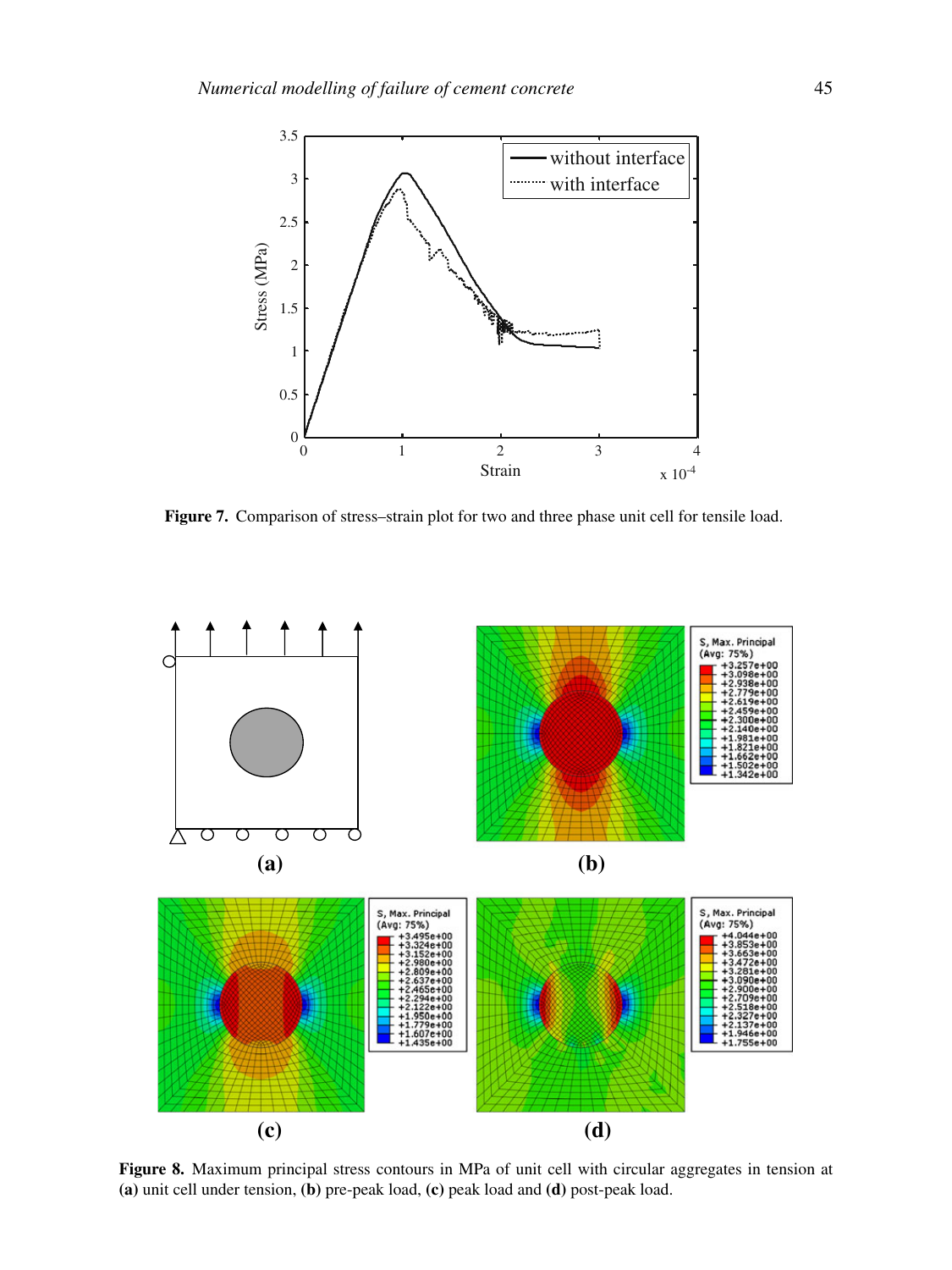**Figure 7.** Comparison of stress–strain plot for two and three phase unit cell for tensile load.

**Figure 8.** Maximum principal stress contours in MPa of unit cell with circular aggregates in tension at **(a)** unit cell under tension, **(b)** pre-peak load, **(c)** peak load and **(d)** post-peak load.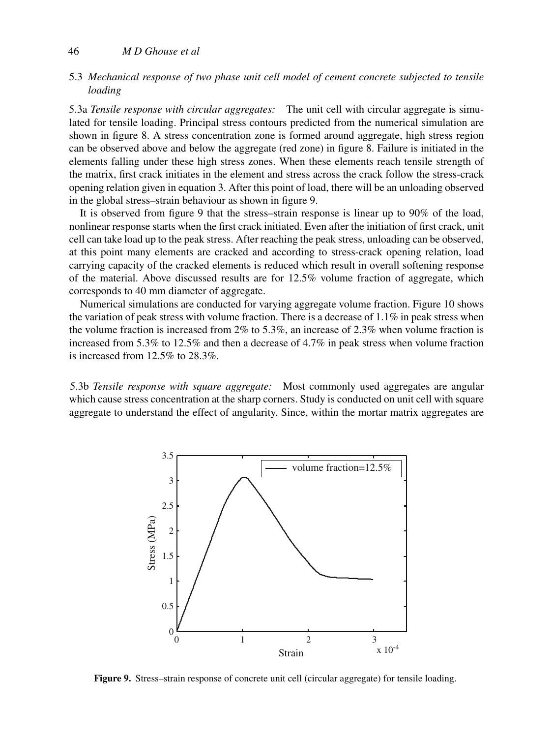### 5.3 *Mechanical response of two phase unit cell model of cement concrete subjected to tensile loading*

5.3a *Tensile response with circular aggregates:* The unit cell with circular aggregate is simulated for tensile loading. Principal stress contours predicted from the numerical simulation are shown in figure 8. A stress concentration zone is formed around aggregate, high stress region can be observed above and below the aggregate (red zone) in figure 8. Failure is initiated in the elements falling under these high stress zones. When these elements reach tensile strength of the matrix, first crack initiates in the element and stress across the crack follow the stress-crack opening relation given in equation 3. After this point of load, there will be an unloading observed in the global stress–strain behaviour as shown in figure 9.

It is observed from figure 9 that the stress–strain response is linear up to 90% of the load, nonlinear response starts when the first crack initiated. Even after the initiation of first crack, unit cell can take load up to the peak stress. After reaching the peak stress, unloading can be observed, at this point many elements are cracked and according to stress-crack opening relation, load carrying capacity of the cracked elements is reduced which result in overall softening response of the material. Above discussed results are for 12.5% volume fraction of aggregate, which corresponds to 40 mm diameter of aggregate.

Numerical simulations are conducted for varying aggregate volume fraction. Figure 10 shows the variation of peak stress with volume fraction. There is a decrease of 1.1% in peak stress when the volume fraction is increased from 2% to 5.3%, an increase of 2.3% when volume fraction is increased from 5.3% to 12.5% and then a decrease of 4.7% in peak stress when volume fraction is increased from 12.5% to 28.3%.

5.3b *Tensile response with square aggregate:* Most commonly used aggregates are angular which cause stress concentration at the sharp corners. Study is conducted on unit cell with square aggregate to understand the effect of angularity. Since, within the mortar matrix aggregates are

**Figure 9.** Stress–strain response of concrete unit cell (circular aggregate) for tensile loading.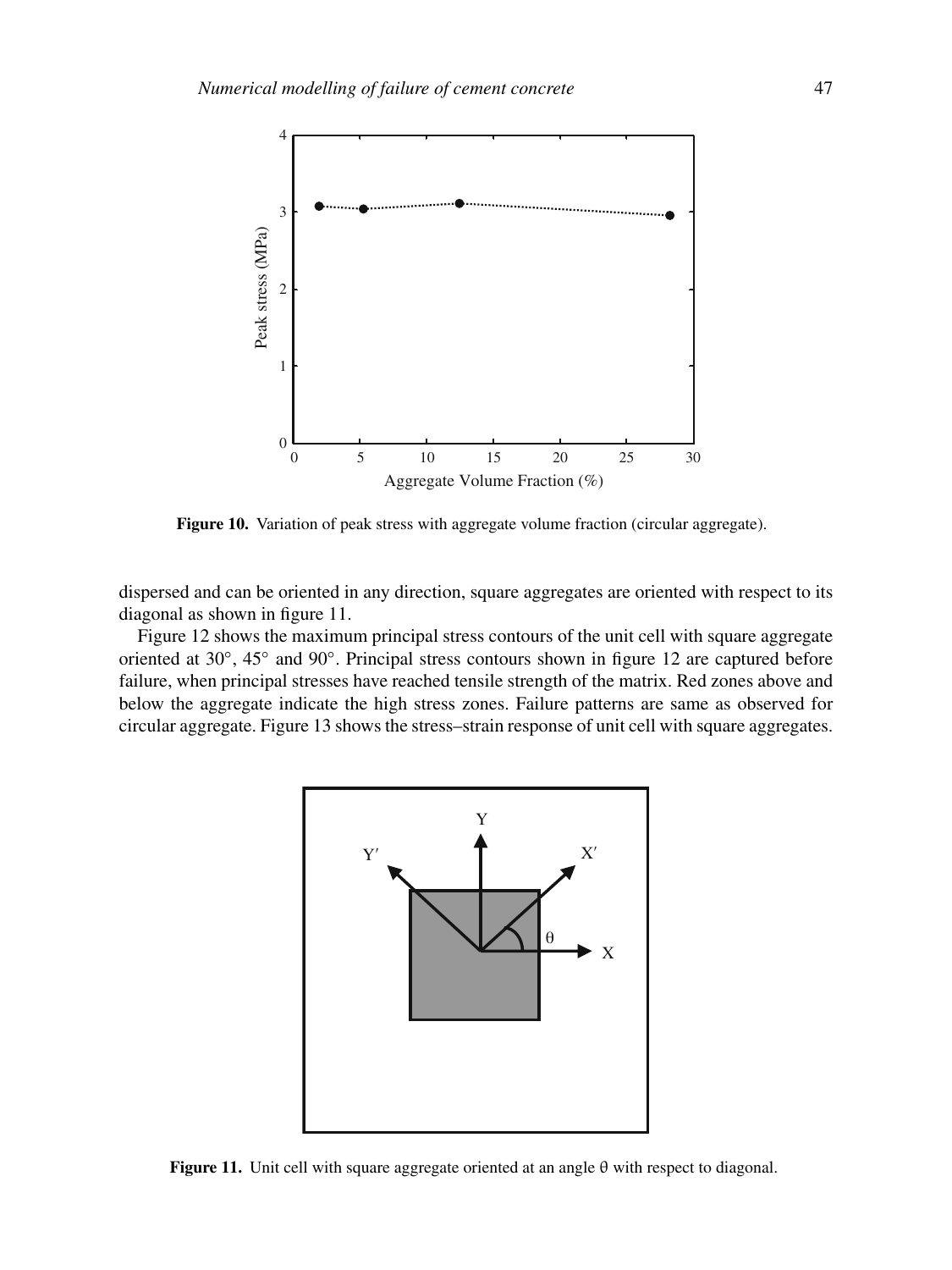**Figure 10.** Variation of peak stress with aggregate volume fraction (circular aggregate).

dispersed and can be oriented in any direction, square aggregates are oriented with respect to its diagonal as shown in figure 11.

Figure 12 shows the maximum principal stress contours of the unit cell with square aggregate oriented at 30°, 45° and 90°. Principal stress contours shown in figure 12 are captured before failure, when principal stresses have reached tensile strength of the matrix. Red zones above and below the aggregate indicate the high stress zones. Failure patterns are same as observed for circular aggregate. Figure 13 shows the stress–strain response of unit cell with square aggregates.

**Figure 11.** Unit cell with square aggregate oriented at an angle θ with respect to diagonal.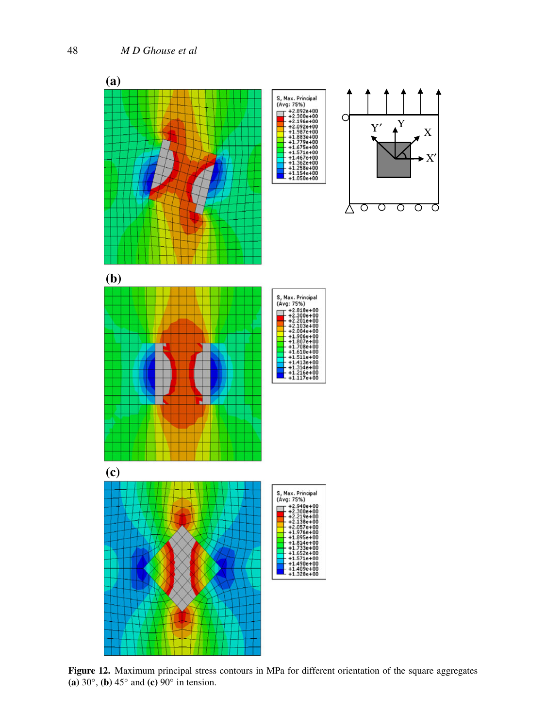**Figure 12.** Maximum principal stress contours in MPa for different orientation of the square aggregates **(a)** 30°, **(b)** 45° and **(c)** 90° in tension.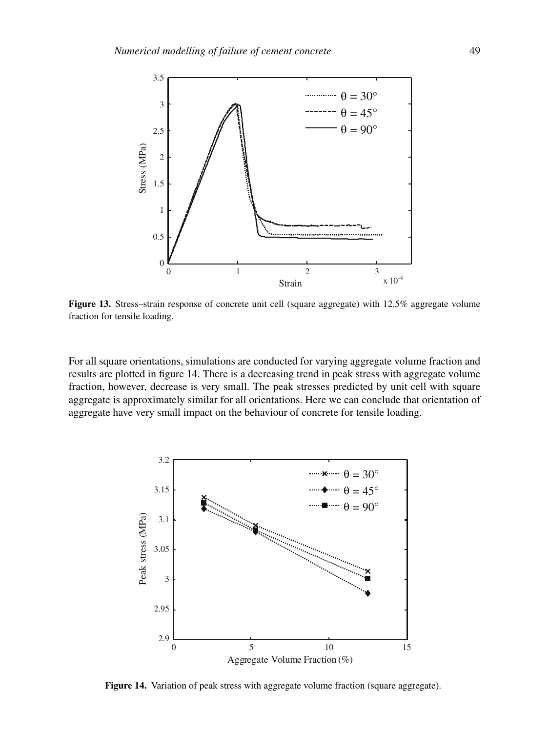**Figure 13.** Stress–strain response of concrete unit cell (square aggregate) with 12.5% aggregate volume fraction for tensile loading.

For all square orientations, simulations are conducted for varying aggregate volume fraction and results are plotted in figure 14. There is a decreasing trend in peak stress with aggregate volume fraction, however, decrease is very small. The peak stresses predicted by unit cell with square aggregate is approximately similar for all orientations. Here we can conclude that orientation of aggregate have very small impact on the behaviour of concrete for tensile loading.

**Figure 14.** Variation of peak stress with aggregate volume fraction (square aggregate).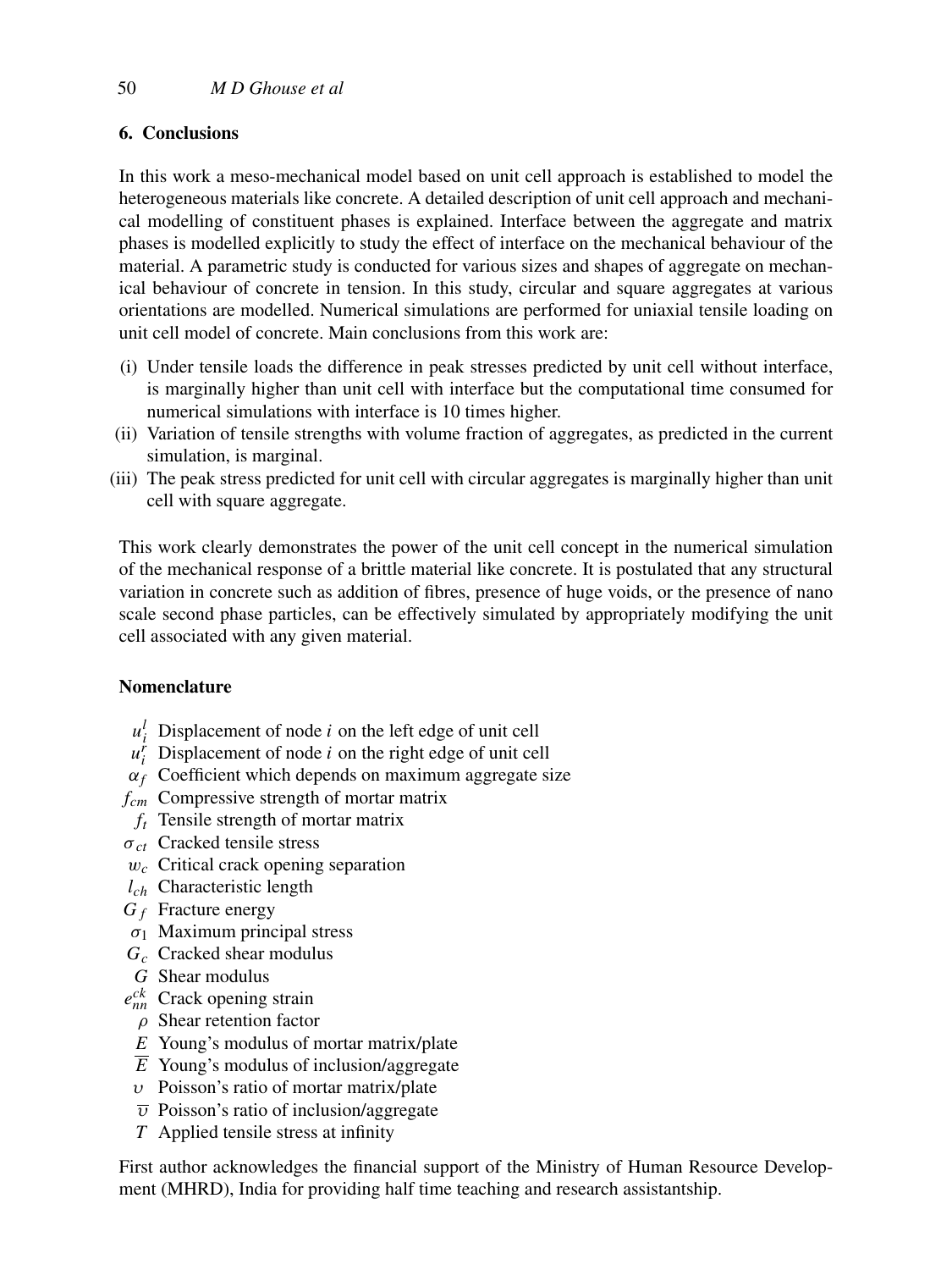## 6. Conclusions

In this work a meso-mechanical model based on unit cell approach is established to model the heterogeneous materials like concrete. A detailed description of unit cell approach and mechanical modelling of constituent phases is explained. Interface between the aggregate and matrix phases is modelled explicitly to study the effect of interface on the mechanical behaviour of the material. A parametric study is conducted for various sizes and shapes of aggregate on mechanical behaviour of concrete in tension. In this study, circular and square aggregates at various orientations are modelled. Numerical simulations are performed for uniaxial tensile loading on unit cell model of concrete. Main conclusions from this work are:

- (i) Under tensile loads the difference in peak stresses predicted by unit cell without interface, is marginally higher than unit cell with interface but the computational time consumed for numerical simulations with interface is 10 times higher.
- (ii) Variation of tensile strengths with volume fraction of aggregates, as predicted in the current simulation, is marginal.
- (iii) The peak stress predicted for unit cell with circular aggregates is marginally higher than unit cell with square aggregate.

This work clearly demonstrates the power of the unit cell concept in the numerical simulation of the mechanical response of a brittle material like concrete. It is postulated that any structural variation in concrete such as addition of fibres, presence of huge voids, or the presence of nano scale second phase particles, can be effectively simulated by appropriately modifying the unit cell associated with any given material.

## Nomenclature

- $u_i^l$ Displacement of node $i$ on the left edge of unit cell
- $u_i^r$ Displacement of node $i$ on the right edge of unit cell
- $\alpha_f$ Coefficient which depends on maximum aggregate size
- $f_{cm}$ Compressive strength of mortar matrix
- $f_t$ Tensile strength of mortar matrix
- $\sigma_{ct}$ Cracked tensile stress
- $w_c$ Critical crack opening separation
- $l_{ch}$ Characteristic length
- $G_f$ Fracture energy
- $\sigma_1$ Maximum principal stress
- $G_c$ Cracked shear modulus
- $G$ Shear modulus
- $e_{nn}^{ck}$ Crack opening strain
- $\rho$ Shear retention factor
- $E$ Young's modulus of mortar matrix/plate
- $\overline{E}$ Young's modulus of inclusion/aggregate
- $\upsilon$ Poisson's ratio of mortar matrix/plate
- $\overline{\upsilon}$ Poisson's ratio of inclusion/aggregate
- $T$ Applied tensile stress at infinity

First author acknowledges the financial support of the Ministry of Human Resource Development (MHRD), India for providing half time teaching and research assistantship.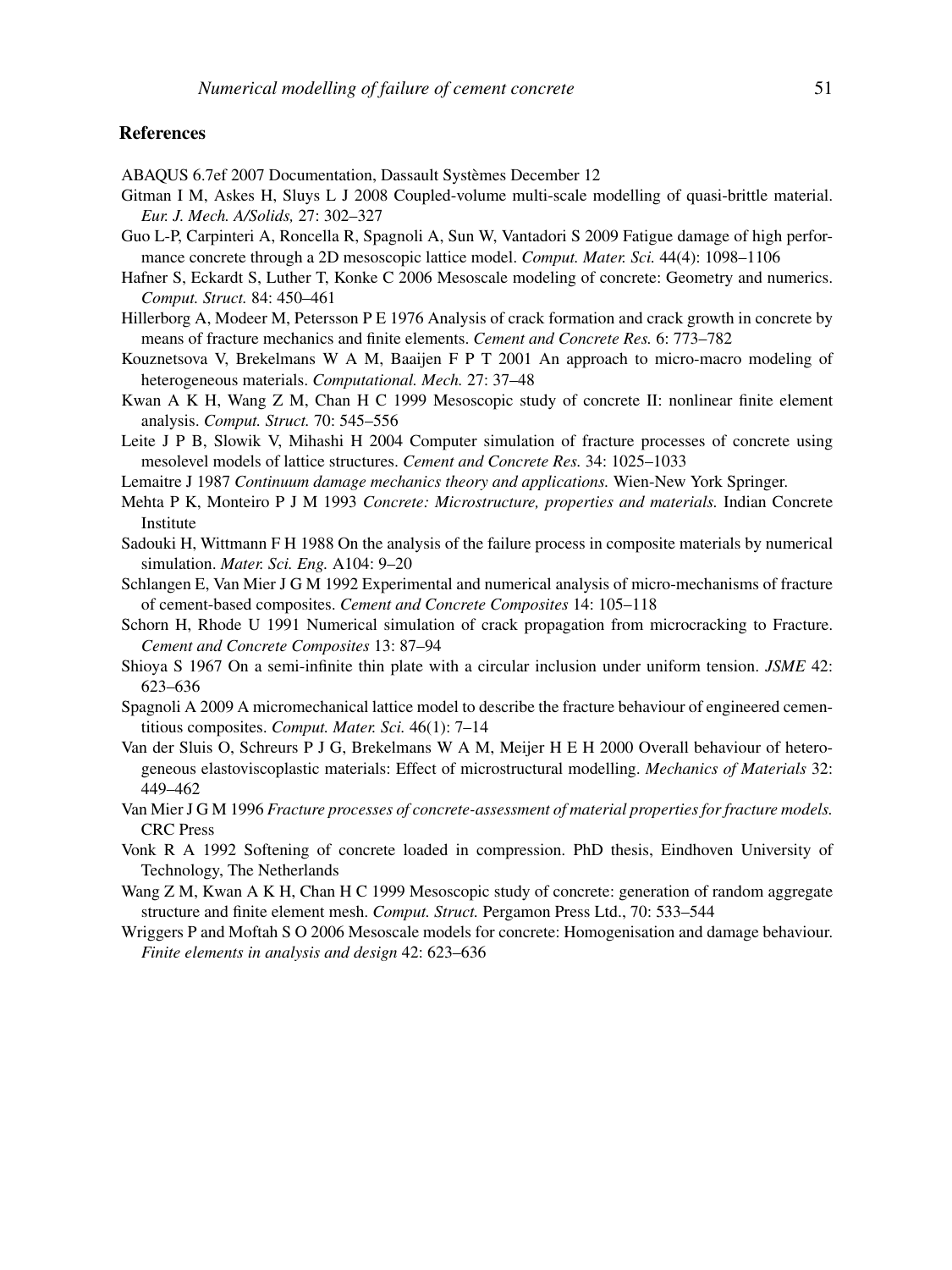## References

ABAQUS 6.7ef 2007 Documentation, Dassault Systèmes December 12

Gitman I M, Askes H, Sluys L J 2008 Coupled-volume multi-scale modelling of quasi-brittle material. *Eur. J. Mech. A/Solids,* 27: 302–327

Guo L-P, Carpinteri A, Roncella R, Spagnoli A, Sun W, Vantadori S 2009 Fatigue damage of high performance concrete through a 2D mesoscopic lattice model. *Comput. Mater. Sci.* 44(4): 1098–1106

Hafner S, Eckardt S, Luther T, Konke C 2006 Mesoscale modeling of concrete: Geometry and numerics. *Comput. Struct.* 84: 450–461

Hillerborg A, Modeer M, Petersson P E 1976 Analysis of crack formation and crack growth in concrete by means of fracture mechanics and finite elements. *Cement and Concrete Res.* 6: 773–782

Kouznetsova V, Brekelmans W A M, Baaijen F P T 2001 An approach to micro-macro modeling of heterogeneous materials. *Computational. Mech.* 27: 37–48

Kwan A K H, Wang Z M, Chan H C 1999 Mesoscopic study of concrete II: nonlinear finite element analysis. *Comput. Struct.* 70: 545–556

Leite J P B, Slowik V, Mihashi H 2004 Computer simulation of fracture processes of concrete using mesolevel models of lattice structures. *Cement and Concrete Res.* 34: 1025–1033

Lemaitre J 1987 *Continuum damage mechanics theory and applications.* Wien-New York Springer.

Mehta P K, Monteiro P J M 1993 *Concrete: Microstructure, properties and materials.* Indian Concrete Institute

Sadouki H, Wittmann F H 1988 On the analysis of the failure process in composite materials by numerical simulation. *Mater. Sci. Eng.* A104: 9–20

Schlangen E, Van Mier J G M 1992 Experimental and numerical analysis of micro-mechanisms of fracture of cement-based composites. *Cement and Concrete Composites* 14: 105–118

Schorn H, Rhode U 1991 Numerical simulation of crack propagation from microcracking to Fracture. *Cement and Concrete Composites* 13: 87–94

Shioya S 1967 On a semi-infinite thin plate with a circular inclusion under uniform tension. *JSME* 42: 623–636

Spagnoli A 2009 A micromechanical lattice model to describe the fracture behaviour of engineered cementitious composites. *Comput. Mater. Sci.* 46(1): 7–14

Van der Sluis O, Schreurs P J G, Brekelmans W A M, Meijer H E H 2000 Overall behaviour of heterogeneous elastoviscoplastic materials: Effect of microstructural modelling. *Mechanics of Materials* 32: 449–462

Van Mier J G M 1996 *Fracture processes of concrete-assessment of material properties for fracture models.* CRC Press

Vonk R A 1992 Softening of concrete loaded in compression. PhD thesis, Eindhoven University of Technology, The Netherlands

Wang Z M, Kwan A K H, Chan H C 1999 Mesoscopic study of concrete: generation of random aggregate structure and finite element mesh. *Comput. Struct.* Pergamon Press Ltd., 70: 533–544

Wriggers P and Moftah S O 2006 Mesoscale models for concrete: Homogenisation and damage behaviour. *Finite elements in analysis and design* 42: 623–636